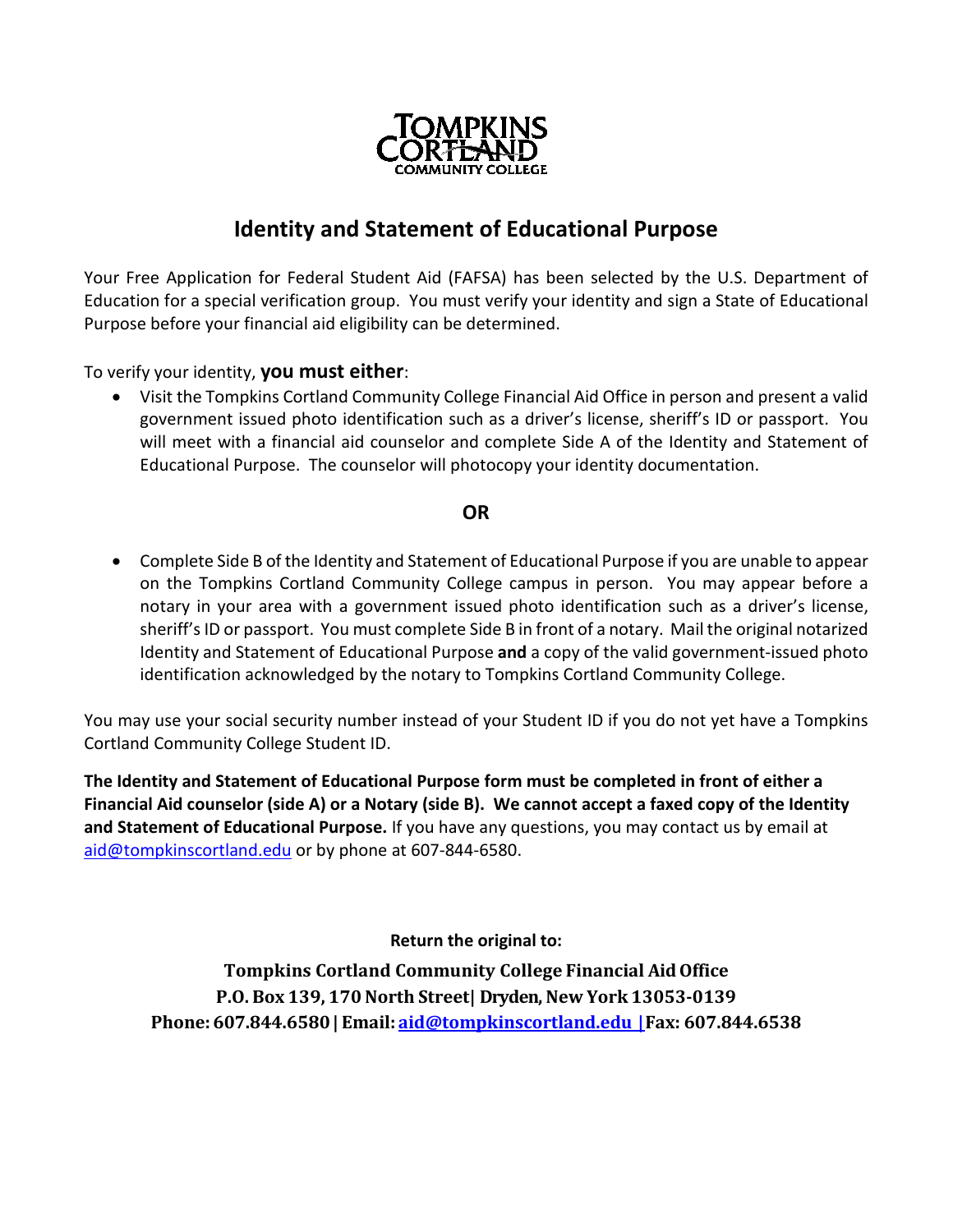TOMPKINS CORTLAND COMMUNITY COLLEGE

# Identity and Statement of Educational Purpose

Your Free Application for Federal Student Aid (FAFSA) has been selected by the U.S. Department of Education for a special verification group. You must verify your identity and sign a State of Educational Purpose before your financial aid eligibility can be determined.

To verify your identity, **you must either**:

- Visit the Tompkins Cortland Community College Financial Aid Office in person and present a valid government issued photo identification such as a driver's license, sheriff's ID or passport. You will meet with a financial aid counselor and complete Side A of the Identity and Statement of Educational Purpose. The counselor will photocopy your identity documentation.

**OR**

- Complete Side B of the Identity and Statement of Educational Purpose if you are unable to appear on the Tompkins Cortland Community College campus in person. You may appear before a notary in your area with a government issued photo identification such as a driver's license, sheriff's ID or passport. You must complete Side B in front of a notary. Mail the original notarized Identity and Statement of Educational Purpose **and** a copy of the valid government-issued photo identification acknowledged by the notary to Tompkins Cortland Community College.

You may use your social security number instead of your Student ID if you do not yet have a Tompkins Cortland Community College Student ID.

**The Identity and Statement of Educational Purpose form must be completed in front of either a Financial Aid counselor (side A) or a Notary (side B). We cannot accept a faxed copy of the Identity and Statement of Educational Purpose.** If you have any questions, you may contact us by email at aid@tompkinscortland.edu or by phone at 607-844-6580.

**Return the original to:**

**Tompkins Cortland Community College Financial Aid Office**
**P.O. Box 139, 170 North Street| Dryden, New York 13053-0139**
**Phone: 607.844.6580 | Email: aid@tompkinscortland.edu |Fax: 607.844.6538**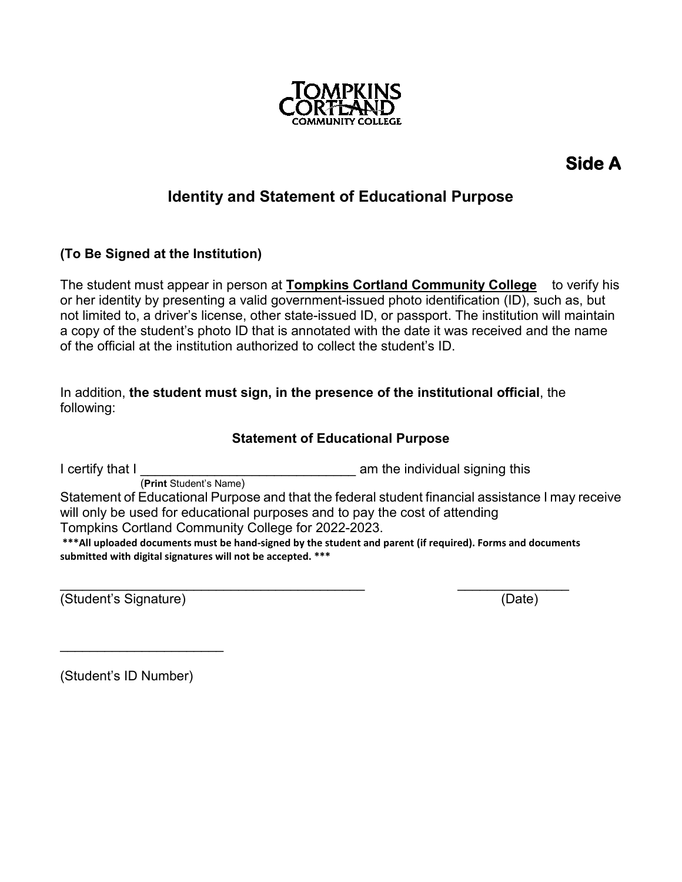TOMPKINS CORTLAND COMMUNITY COLLEGE

**Side A**

## Identity and Statement of Educational Purpose

**(To Be Signed at the Institution)**

The student must appear in person at **Tompkins Cortland Community College** to verify his or her identity by presenting a valid government-issued photo identification (ID), such as, but not limited to, a driver's license, other state-issued ID, or passport. The institution will maintain a copy of the student's photo ID that is annotated with the date it was received and the name of the official at the institution authorized to collect the student's ID.

In addition, **the student must sign, in the presence of the institutional official**, the following:

### Statement of Educational Purpose

I certify that I ______________________________ am the individual signing this
(**Print** Student's Name)
Statement of Educational Purpose and that the federal student financial assistance I may receive will only be used for educational purposes and to pay the cost of attending Tompkins Cortland Community College for 2022-2023.

**\*\*\*All uploaded documents must be hand-signed by the student and parent (if required). Forms and documents submitted with digital signatures will not be accepted. \*\*\***

____________________________________________ ________________
(Student's Signature) (Date)

_______________________

(Student's ID Number)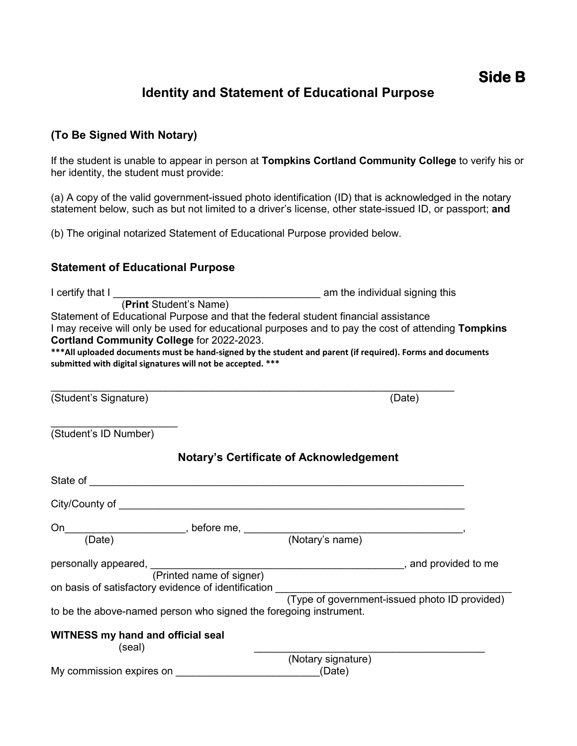**Side B**

# Identity and Statement of Educational Purpose

### (To Be Signed With Notary)

If the student is unable to appear in person at **Tompkins Cortland Community College** to verify his or her identity, the student must provide:

(a) A copy of the valid government-issued photo identification (ID) that is acknowledged in the notary statement below, such as but not limited to a driver's license, other state-issued ID, or passport; **and**

(b) The original notarized Statement of Educational Purpose provided below.

### Statement of Educational Purpose

I certify that I ___________________________________ am the individual signing this
(**Print** Student's Name)
Statement of Educational Purpose and that the federal student financial assistance I may receive will only be used for educational purposes and to pay the cost of attending **Tompkins Cortland Community College** for 2022-2023.

**\*\*\*All uploaded documents must be hand-signed by the student and parent (if required). Forms and documents submitted with digital signatures will not be accepted. \*\*\***

___________________________________________________________________
(Student's Signature) (Date)

_____________________
(Student's ID Number)

### Notary's Certificate of Acknowledgement

State of ______________________________________________________________

City/County of _________________________________________________________

On____________________, before me, _____________________________________,
(Date) (Notary's name)

personally appeared, ___________________________________________, and provided to me
(Printed name of signer)
on basis of satisfactory evidence of identification ______________________________________
(Type of government-issued photo ID provided)
to be the above-named person who signed the foregoing instrument.

**WITNESS my hand and official seal**
(seal) ________________________________________
(Notary signature)
My commission expires on ________________________(Date)